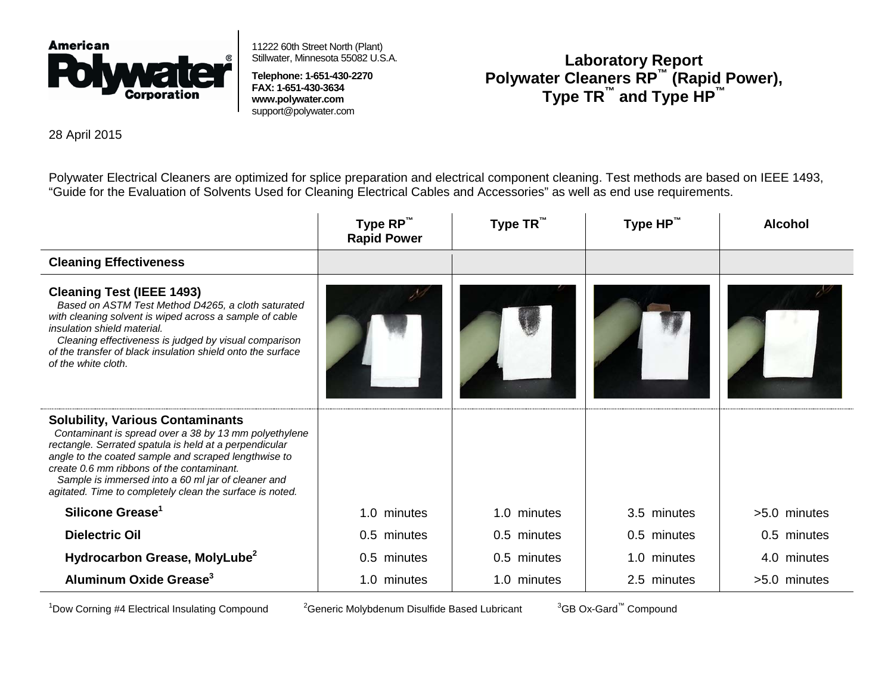**American Polywater® Corporation**

11222 60th Street North (Plant)
Stillwater, Minnesota 55082 U.S.A.

**Telephone: 1-651-430-2270**
**FAX: 1-651-430-3634**
**www.polywater.com**
support@polywater.com

# Laboratory Report
# Polywater Cleaners RP™ (Rapid Power), Type TR™ and Type HP™

28 April 2015

Polywater Electrical Cleaners are optimized for splice preparation and electrical component cleaning. Test methods are based on IEEE 1493, "Guide for the Evaluation of Solvents Used for Cleaning Electrical Cables and Accessories" as well as end use requirements.

| | Type RP™ Rapid Power | Type TR™ | Type HP™ | Alcohol |
|---|---|---|---|---|
| **Cleaning Effectiveness** | | | | |
| **Cleaning Test (IEEE 1493)** *Based on ASTM Test Method D4265, a cloth saturated with cleaning solvent is wiped across a sample of cable insulation shield material. Cleaning effectiveness is judged by visual comparison of the transfer of black insulation shield onto the surface of the white cloth.* | | | | |
| **Solubility, Various Contaminants** *Contaminant is spread over a 38 by 13 mm polyethylene rectangle. Serrated spatula is held at a perpendicular angle to the coated sample and scraped lengthwise to create 0.6 mm ribbons of the contaminant. Sample is immersed into a 60 ml jar of cleaner and agitated. Time to completely clean the surface is noted.* | | | | |
| **Silicone Grease[1]** | 1.0 minutes | 1.0 minutes | 3.5 minutes | >5.0 minutes |
| **Dielectric Oil** | 0.5 minutes | 0.5 minutes | 0.5 minutes | 0.5 minutes |
| **Hydrocarbon Grease, MolyLube[2]** | 0.5 minutes | 0.5 minutes | 1.0 minutes | 4.0 minutes |
| **Aluminum Oxide Grease[3]** | 1.0 minutes | 1.0 minutes | 2.5 minutes | >5.0 minutes |

[1]Dow Corning #4 Electrical Insulating Compound [2]Generic Molybdenum Disulfide Based Lubricant [3]GB Ox-Gard™ Compound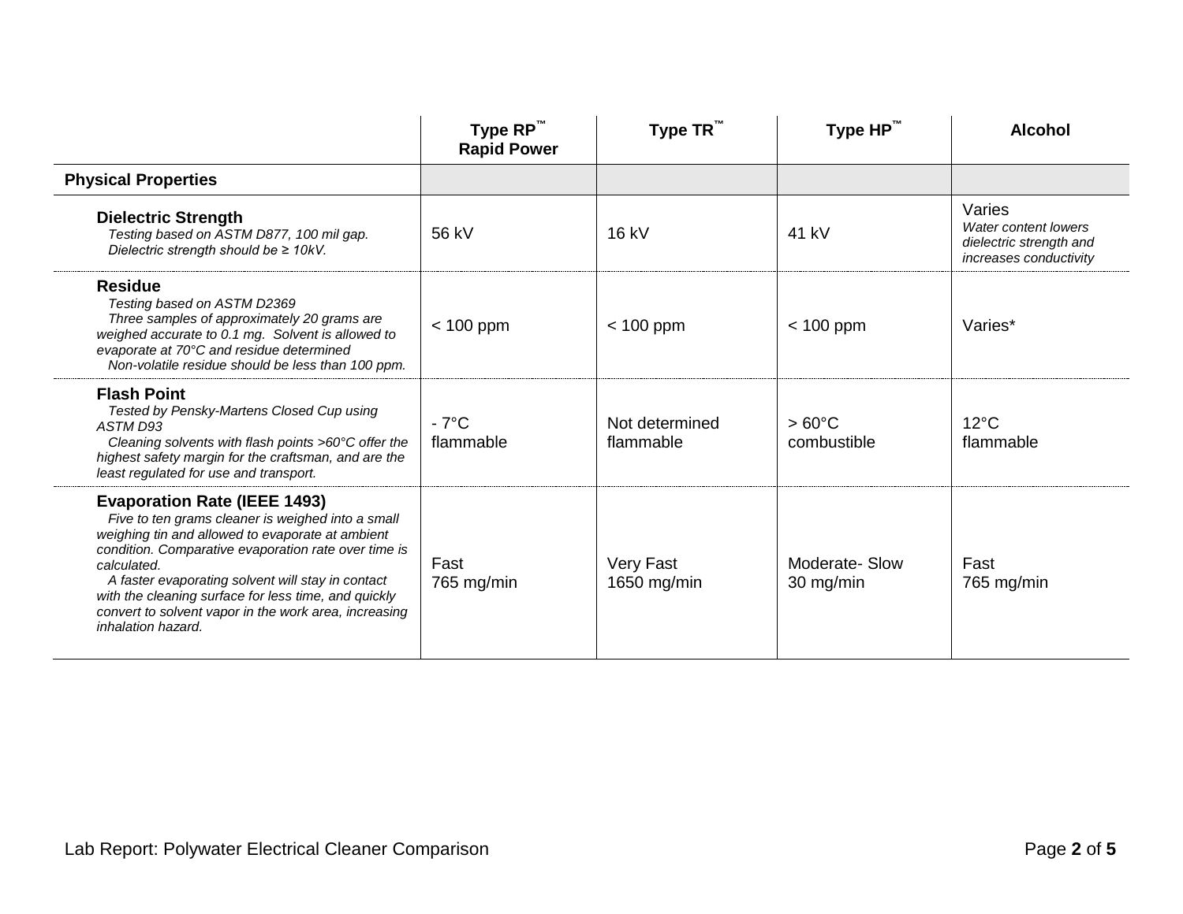| | Type RP™ Rapid Power | Type TR™ | Type HP™ | Alcohol |
|---|---|---|---|---|
| **Physical Properties** | | | | |
| **Dielectric Strength**<br>*Testing based on ASTM D877, 100 mil gap.*<br>*Dielectric strength should be ≥ 10kV.* | 56 kV | 16 kV | 41 kV | Varies<br>*Water content lowers dielectric strength and increases conductivity* |
| **Residue**<br>*Testing based on ASTM D2369*<br>*Three samples of approximately 20 grams are weighed accurate to 0.1 mg. Solvent is allowed to evaporate at 70°C and residue determined*<br>*Non-volatile residue should be less than 100 ppm.* | < 100 ppm | < 100 ppm | < 100 ppm | Varies* |
| **Flash Point**<br>*Tested by Pensky-Martens Closed Cup using ASTM D93*<br>*Cleaning solvents with flash points >60°C offer the highest safety margin for the craftsman, and are the least regulated for use and transport.* | - 7°C<br>flammable | Not determined<br>flammable | > 60°C<br>combustible | 12°C<br>flammable |
| **Evaporation Rate (IEEE 1493)**<br>*Five to ten grams cleaner is weighed into a small weighing tin and allowed to evaporate at ambient condition. Comparative evaporation rate over time is calculated.*<br>*A faster evaporating solvent will stay in contact with the cleaning surface for less time, and quickly convert to solvent vapor in the work area, increasing inhalation hazard.* | Fast<br>765 mg/min | Very Fast<br>1650 mg/min | Moderate- Slow<br>30 mg/min | Fast<br>765 mg/min |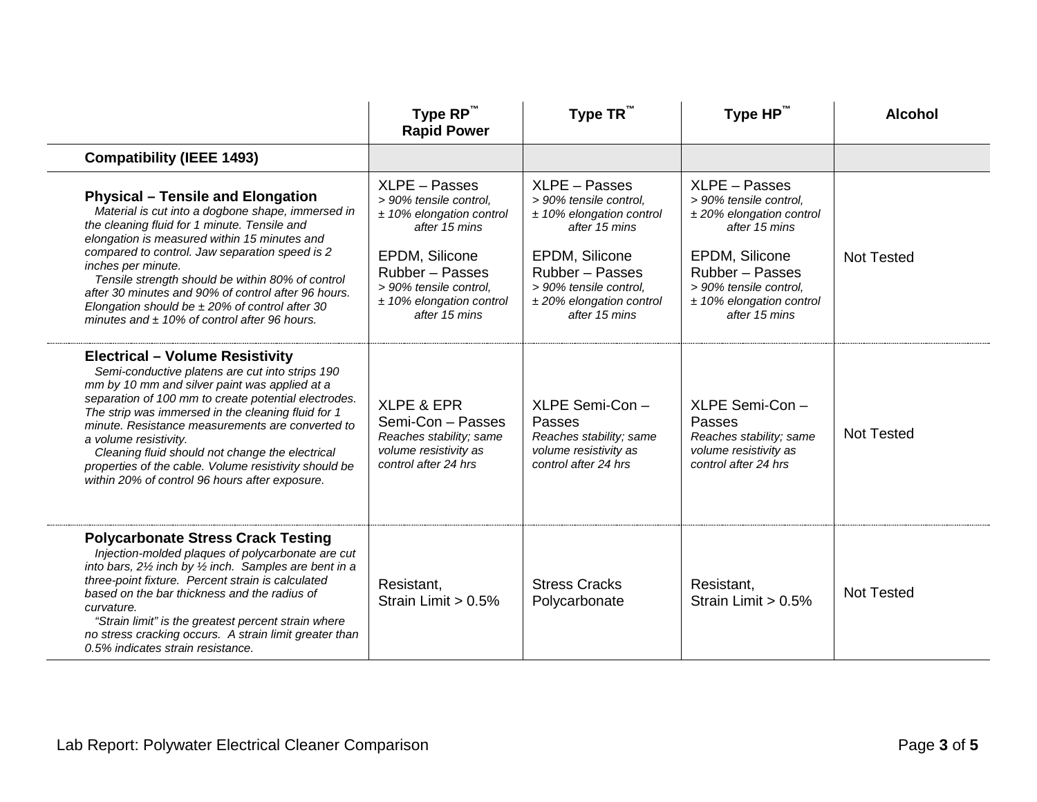| | Type RP™ Rapid Power | Type TR™ | Type HP™ | Alcohol |
|---|---|---|---|---|
| **Compatibility (IEEE 1493)** | | | | |
| **Physical – Tensile and Elongation** *Material is cut into a dogbone shape, immersed in the cleaning fluid for 1 minute. Tensile and elongation is measured within 15 minutes and compared to control. Jaw separation speed is 2 inches per minute.* *Tensile strength should be within 80% of control after 30 minutes and 90% of control after 96 hours. Elongation should be ± 20% of control after 30 minutes and ± 10% of control after 96 hours.* | XLPE – Passes *> 90% tensile control, ± 10% elongation control after 15 mins* EPDM, Silicone Rubber – Passes *> 90% tensile control, ± 10% elongation control after 15 mins* | XLPE – Passes *> 90% tensile control, ± 10% elongation control after 15 mins* EPDM, Silicone Rubber – Passes *> 90% tensile control, ± 20% elongation control after 15 mins* | XLPE – Passes *> 90% tensile control, ± 20% elongation control after 15 mins* EPDM, Silicone Rubber – Passes *> 90% tensile control, ± 10% elongation control after 15 mins* | Not Tested |
| **Electrical – Volume Resistivity** *Semi-conductive platens are cut into strips 190 mm by 10 mm and silver paint was applied at a separation of 100 mm to create potential electrodes. The strip was immersed in the cleaning fluid for 1 minute. Resistance measurements are converted to a volume resistivity.* *Cleaning fluid should not change the electrical properties of the cable. Volume resistivity should be within 20% of control 96 hours after exposure.* | XLPE & EPR Semi-Con – Passes *Reaches stability; same volume resistivity as control after 24 hrs* | XLPE Semi-Con – Passes *Reaches stability; same volume resistivity as control after 24 hrs* | XLPE Semi-Con – Passes *Reaches stability; same volume resistivity as control after 24 hrs* | Not Tested |
| **Polycarbonate Stress Crack Testing** *Injection-molded plaques of polycarbonate are cut into bars, 2½ inch by ½ inch. Samples are bent in a three-point fixture. Percent strain is calculated based on the bar thickness and the radius of curvature.* *"Strain limit" is the greatest percent strain where no stress cracking occurs. A strain limit greater than 0.5% indicates strain resistance.* | Resistant, Strain Limit > 0.5% | Stress Cracks Polycarbonate | Resistant, Strain Limit > 0.5% | Not Tested |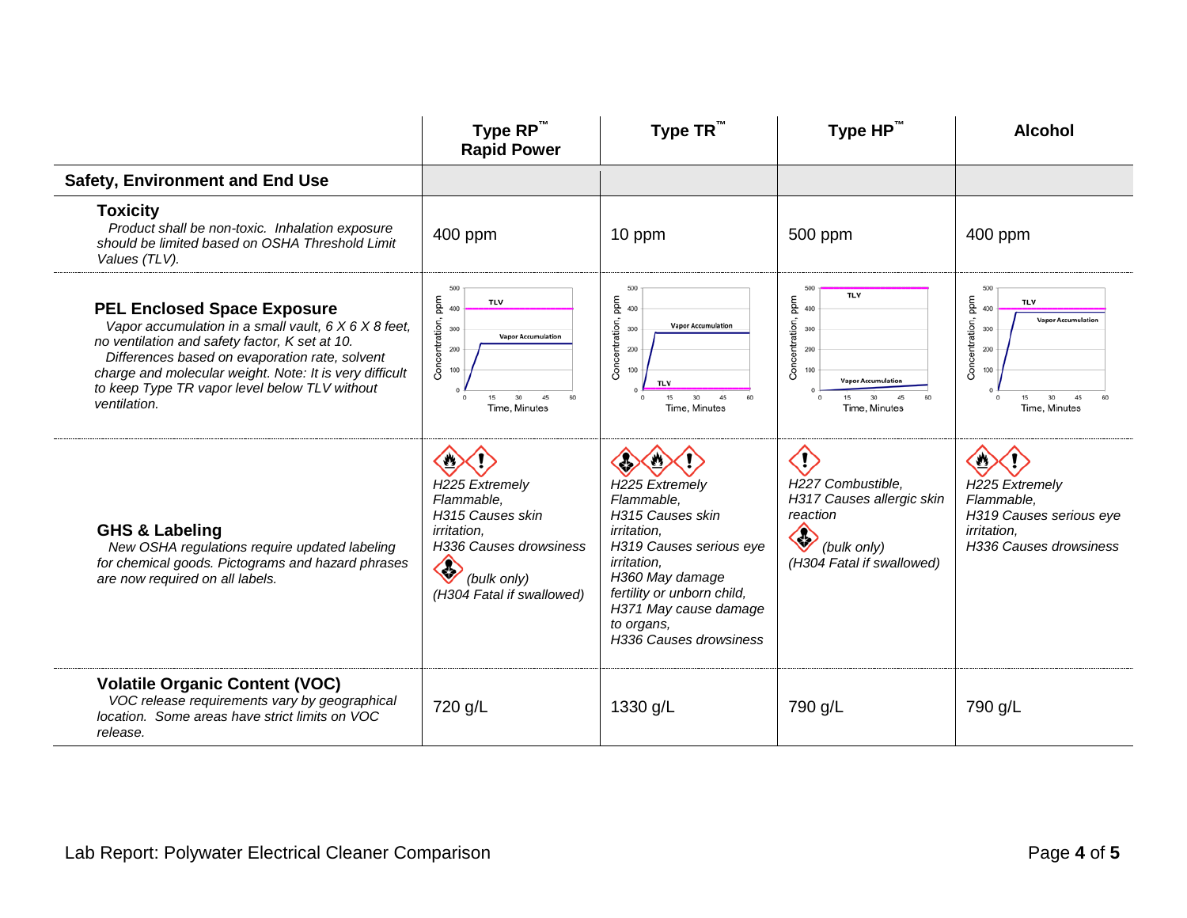| | Type RP™ Rapid Power | Type TR™ | Type HP™ | Alcohol |
|---|---|---|---|---|
| **Safety, Environment and End Use** | | | | |
| **Toxicity** *Product shall be non-toxic. Inhalation exposure should be limited based on OSHA Threshold Limit Values (TLV).* | 400 ppm | 10 ppm | 500 ppm | 400 ppm |
| **PEL Enclosed Space Exposure** *Vapor accumulation in a small vault, 6 X 6 X 8 feet, no ventilation and safety factor, K set at 10. Differences based on evaporation rate, solvent charge and molecular weight. Note: It is very difficult to keep Type TR vapor level below TLV without ventilation.* | | | | |
| **GHS & Labeling** *New OSHA regulations require updated labeling for chemical goods. Pictograms and hazard phrases are now required on all labels.* | *H225 Extremely Flammable, H315 Causes skin irritation, H336 Causes drowsiness (bulk only) (H304 Fatal if swallowed)* | *H225 Extremely Flammable, H315 Causes skin irritation, H319 Causes serious eye irritation, H360 May damage fertility or unborn child, H371 May cause damage to organs, H336 Causes drowsiness* | *H227 Combustible, H317 Causes allergic skin reaction (bulk only) (H304 Fatal if swallowed)* | *H225 Extremely Flammable, H319 Causes serious eye irritation, H336 Causes drowsiness* |
| **Volatile Organic Content (VOC)** *VOC release requirements vary by geographical location. Some areas have strict limits on VOC release.* | 720 g/L | 1330 g/L | 790 g/L | 790 g/L |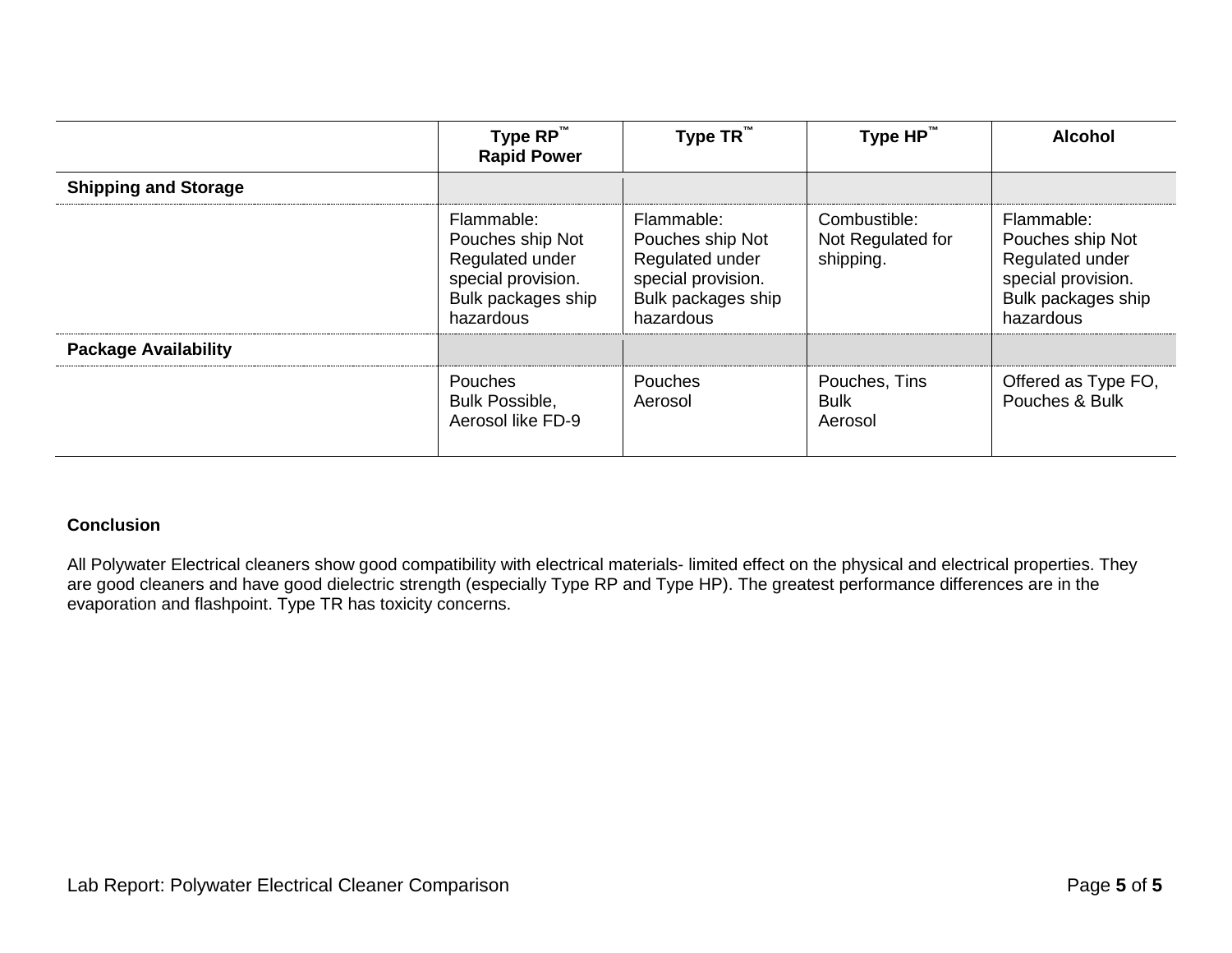| | Type RP™ Rapid Power | Type TR™ | Type HP™ | Alcohol |
| --- | --- | --- | --- | --- |
| **Shipping and Storage** | | | | |
| | Flammable: Pouches ship Not Regulated under special provision. Bulk packages ship hazardous | Flammable: Pouches ship Not Regulated under special provision. Bulk packages ship hazardous | Combustible: Not Regulated for shipping. | Flammable: Pouches ship Not Regulated under special provision. Bulk packages ship hazardous |
| **Package Availability** | | | | |
| | Pouches Bulk Possible, Aerosol like FD-9 | Pouches Aerosol | Pouches, Tins Bulk Aerosol | Offered as Type FO, Pouches & Bulk |

**Conclusion**

All Polywater Electrical cleaners show good compatibility with electrical materials- limited effect on the physical and electrical properties. They are good cleaners and have good dielectric strength (especially Type RP and Type HP). The greatest performance differences are in the evaporation and flashpoint. Type TR has toxicity concerns.